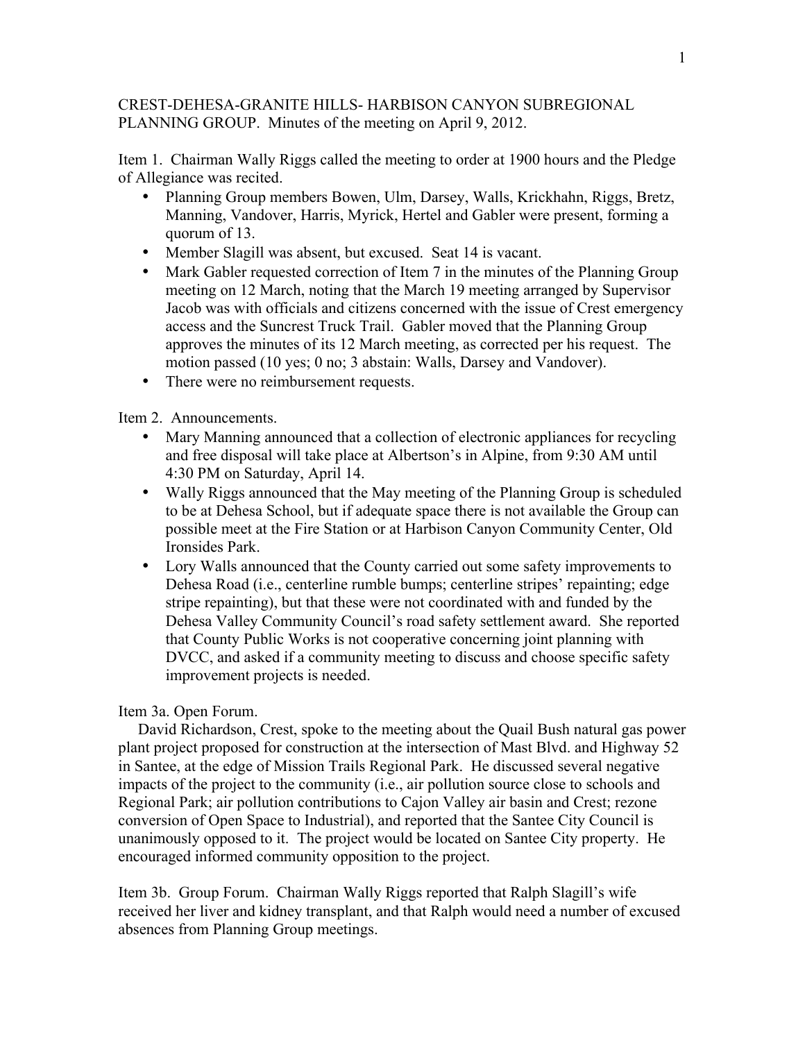CREST-DEHESA-GRANITE HILLS- HARBISON CANYON SUBREGIONAL PLANNING GROUP. Minutes of the meeting on April 9, 2012.

Item 1. Chairman Wally Riggs called the meeting to order at 1900 hours and the Pledge of Allegiance was recited.

- Planning Group members Bowen, Ulm, Darsey, Walls, Krickhahn, Riggs, Bretz, Manning, Vandover, Harris, Myrick, Hertel and Gabler were present, forming a quorum of 13.
- Member Slagill was absent, but excused. Seat 14 is vacant.
- Mark Gabler requested correction of Item 7 in the minutes of the Planning Group meeting on 12 March, noting that the March 19 meeting arranged by Supervisor Jacob was with officials and citizens concerned with the issue of Crest emergency access and the Suncrest Truck Trail. Gabler moved that the Planning Group approves the minutes of its 12 March meeting, as corrected per his request. The motion passed (10 yes; 0 no; 3 abstain: Walls, Darsey and Vandover).
- There were no reimbursement requests.

Item 2. Announcements.

- Mary Manning announced that a collection of electronic appliances for recycling and free disposal will take place at Albertson's in Alpine, from 9:30 AM until 4:30 PM on Saturday, April 14.
- Wally Riggs announced that the May meeting of the Planning Group is scheduled to be at Dehesa School, but if adequate space there is not available the Group can possible meet at the Fire Station or at Harbison Canyon Community Center, Old Ironsides Park.
- Lory Walls announced that the County carried out some safety improvements to Dehesa Road (i.e., centerline rumble bumps; centerline stripes' repainting; edge stripe repainting), but that these were not coordinated with and funded by the Dehesa Valley Community Council's road safety settlement award. She reported that County Public Works is not cooperative concerning joint planning with DVCC, and asked if a community meeting to discuss and choose specific safety improvement projects is needed.

Item 3a. Open Forum.

David Richardson, Crest, spoke to the meeting about the Quail Bush natural gas power plant project proposed for construction at the intersection of Mast Blvd. and Highway 52 in Santee, at the edge of Mission Trails Regional Park. He discussed several negative impacts of the project to the community (i.e., air pollution source close to schools and Regional Park; air pollution contributions to Cajon Valley air basin and Crest; rezone conversion of Open Space to Industrial), and reported that the Santee City Council is unanimously opposed to it. The project would be located on Santee City property. He encouraged informed community opposition to the project.

Item 3b. Group Forum. Chairman Wally Riggs reported that Ralph Slagill's wife received her liver and kidney transplant, and that Ralph would need a number of excused absences from Planning Group meetings.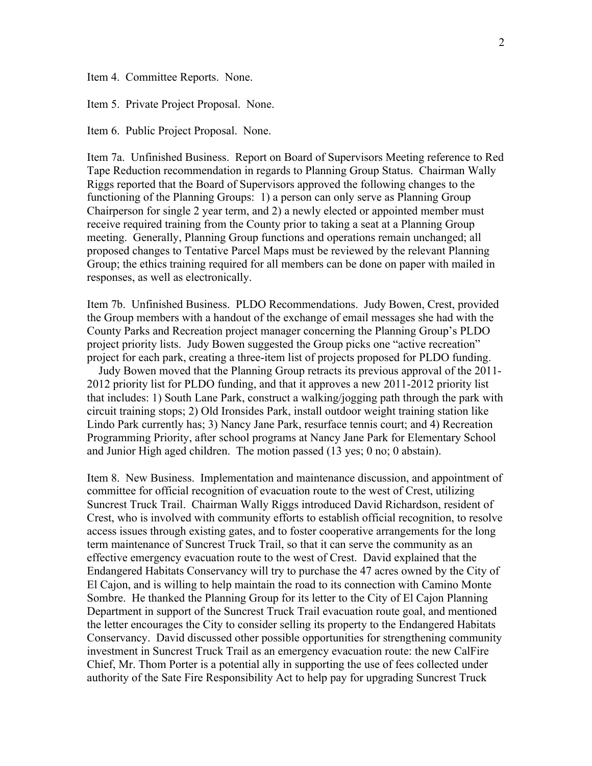Item 4. Committee Reports. None.

Item 5. Private Project Proposal. None.

Item 6. Public Project Proposal. None.

Item 7a. Unfinished Business. Report on Board of Supervisors Meeting reference to Red Tape Reduction recommendation in regards to Planning Group Status. Chairman Wally Riggs reported that the Board of Supervisors approved the following changes to the functioning of the Planning Groups: 1) a person can only serve as Planning Group Chairperson for single 2 year term, and 2) a newly elected or appointed member must receive required training from the County prior to taking a seat at a Planning Group meeting. Generally, Planning Group functions and operations remain unchanged; all proposed changes to Tentative Parcel Maps must be reviewed by the relevant Planning Group; the ethics training required for all members can be done on paper with mailed in responses, as well as electronically.

Item 7b. Unfinished Business. PLDO Recommendations. Judy Bowen, Crest, provided the Group members with a handout of the exchange of email messages she had with the County Parks and Recreation project manager concerning the Planning Group's PLDO project priority lists. Judy Bowen suggested the Group picks one "active recreation" project for each park, creating a three-item list of projects proposed for PLDO funding.

Judy Bowen moved that the Planning Group retracts its previous approval of the 2011-2012 priority list for PLDO funding, and that it approves a new 2011-2012 priority list that includes: 1) South Lane Park, construct a walking/jogging path through the park with circuit training stops; 2) Old Ironsides Park, install outdoor weight training station like Lindo Park currently has; 3) Nancy Jane Park, resurface tennis court; and 4) Recreation Programming Priority, after school programs at Nancy Jane Park for Elementary School and Junior High aged children. The motion passed (13 yes; 0 no; 0 abstain).

Item 8. New Business. Implementation and maintenance discussion, and appointment of committee for official recognition of evacuation route to the west of Crest, utilizing Suncrest Truck Trail. Chairman Wally Riggs introduced David Richardson, resident of Crest, who is involved with community efforts to establish official recognition, to resolve access issues through existing gates, and to foster cooperative arrangements for the long term maintenance of Suncrest Truck Trail, so that it can serve the community as an effective emergency evacuation route to the west of Crest. David explained that the Endangered Habitats Conservancy will try to purchase the 47 acres owned by the City of El Cajon, and is willing to help maintain the road to its connection with Camino Monte Sombre. He thanked the Planning Group for its letter to the City of El Cajon Planning Department in support of the Suncrest Truck Trail evacuation route goal, and mentioned the letter encourages the City to consider selling its property to the Endangered Habitats Conservancy. David discussed other possible opportunities for strengthening community investment in Suncrest Truck Trail as an emergency evacuation route: the new CalFire Chief, Mr. Thom Porter is a potential ally in supporting the use of fees collected under authority of the Sate Fire Responsibility Act to help pay for upgrading Suncrest Truck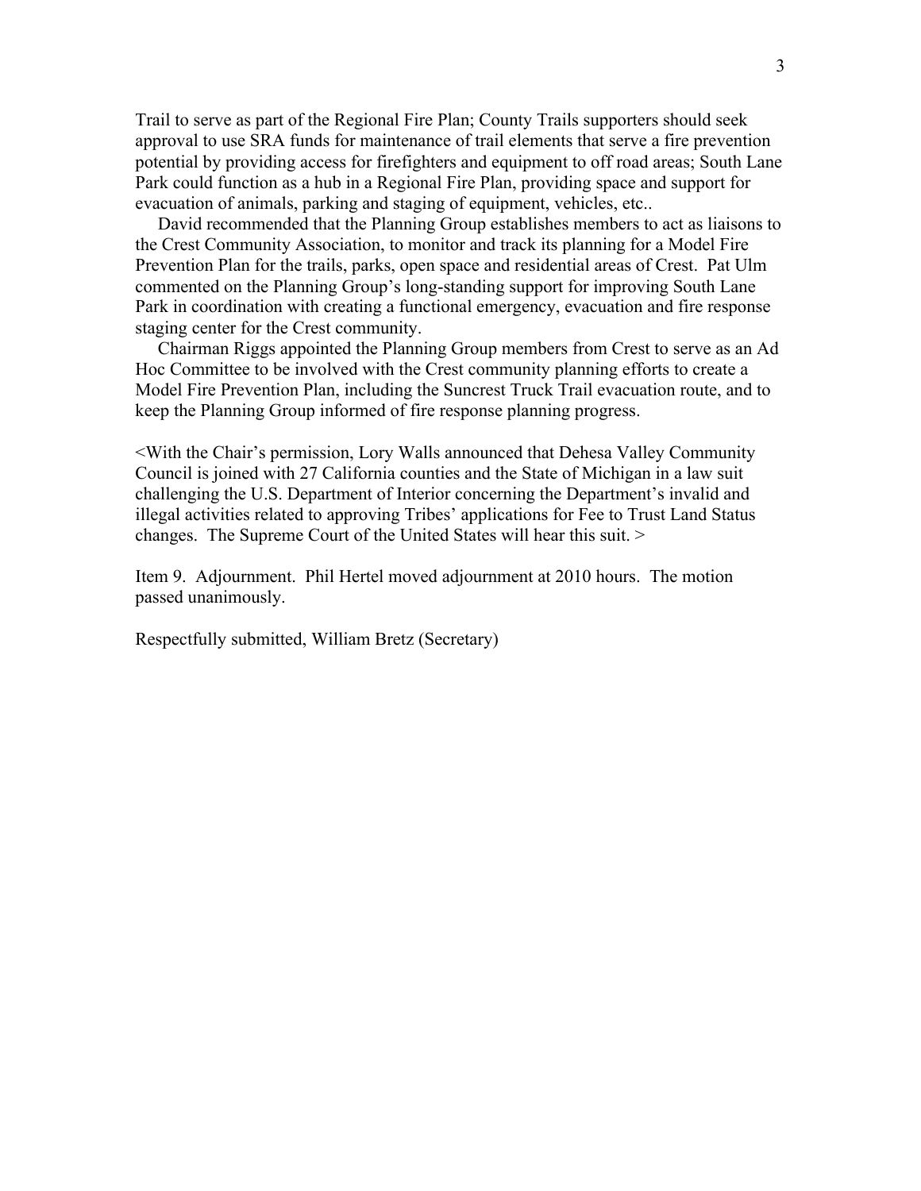Trail to serve as part of the Regional Fire Plan; County Trails supporters should seek approval to use SRA funds for maintenance of trail elements that serve a fire prevention potential by providing access for firefighters and equipment to off road areas; South Lane Park could function as a hub in a Regional Fire Plan, providing space and support for evacuation of animals, parking and staging of equipment, vehicles, etc..

David recommended that the Planning Group establishes members to act as liaisons to the Crest Community Association, to monitor and track its planning for a Model Fire Prevention Plan for the trails, parks, open space and residential areas of Crest. Pat Ulm commented on the Planning Group's long-standing support for improving South Lane Park in coordination with creating a functional emergency, evacuation and fire response staging center for the Crest community.

Chairman Riggs appointed the Planning Group members from Crest to serve as an Ad Hoc Committee to be involved with the Crest community planning efforts to create a Model Fire Prevention Plan, including the Suncrest Truck Trail evacuation route, and to keep the Planning Group informed of fire response planning progress.

<With the Chair's permission, Lory Walls announced that Dehesa Valley Community Council is joined with 27 California counties and the State of Michigan in a law suit challenging the U.S. Department of Interior concerning the Department's invalid and illegal activities related to approving Tribes' applications for Fee to Trust Land Status changes. The Supreme Court of the United States will hear this suit. >

Item 9. Adjournment. Phil Hertel moved adjournment at 2010 hours. The motion passed unanimously.

Respectfully submitted, William Bretz (Secretary)